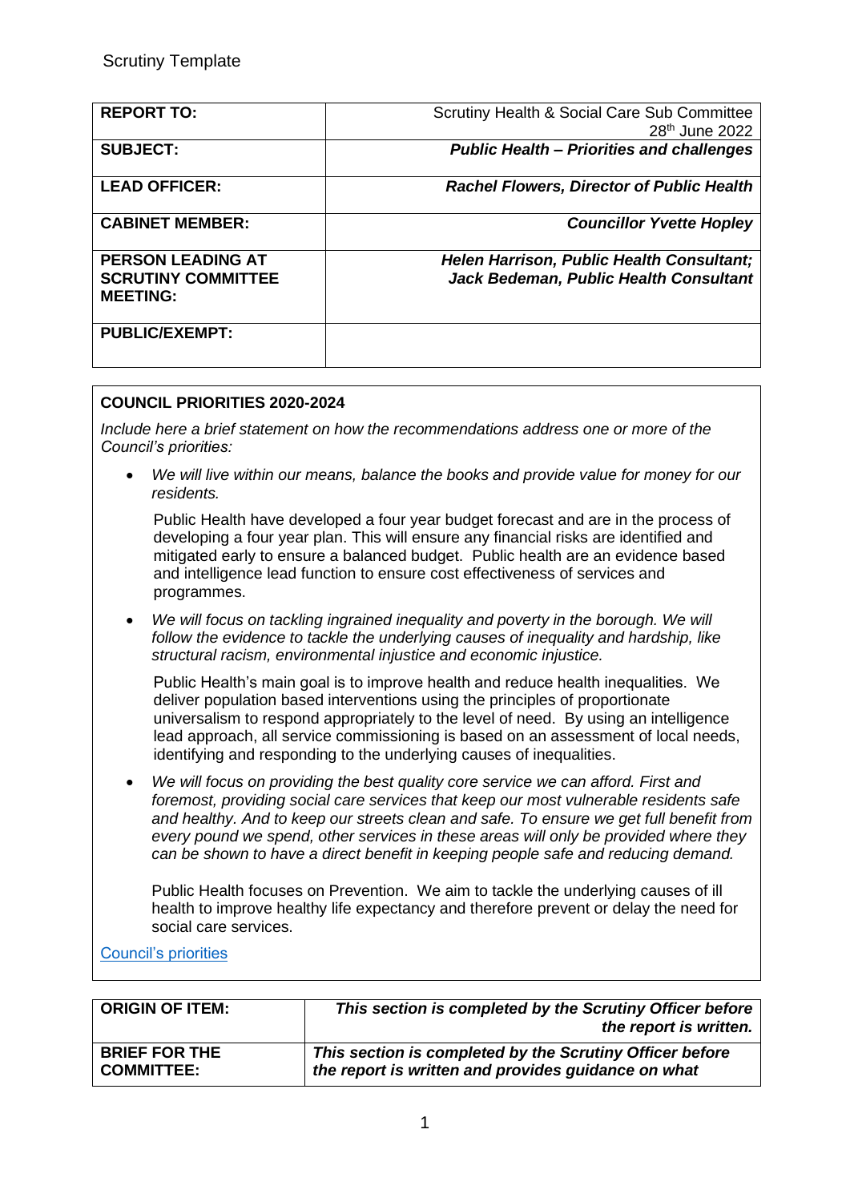Scrutiny Template

| REPORT TO: | Scrutiny Health & Social Care Sub Committee 28th June 2022 |
|---|---|
| SUBJECT: | ***Public Health – Priorities and challenges*** |
| LEAD OFFICER: | ***Rachel Flowers, Director of Public Health*** |
| CABINET MEMBER: | ***Councillor Yvette Hopley*** |
| PERSON LEADING AT SCRUTINY COMMITTEE MEETING: | ***Helen Harrison, Public Health Consultant; Jack Bedeman, Public Health Consultant*** |
| PUBLIC/EXEMPT: | |

**COUNCIL PRIORITIES 2020-2024**

*Include here a brief statement on how the recommendations address one or more of the Council's priorities:*

- *We will live within our means, balance the books and provide value for money for our residents.*

  Public Health have developed a four year budget forecast and are in the process of developing a four year plan. This will ensure any financial risks are identified and mitigated early to ensure a balanced budget. Public health are an evidence based and intelligence lead function to ensure cost effectiveness of services and programmes.

- *We will focus on tackling ingrained inequality and poverty in the borough. We will follow the evidence to tackle the underlying causes of inequality and hardship, like structural racism, environmental injustice and economic injustice.*

  Public Health's main goal is to improve health and reduce health inequalities. We deliver population based interventions using the principles of proportionate universalism to respond appropriately to the level of need. By using an intelligence lead approach, all service commissioning is based on an assessment of local needs, identifying and responding to the underlying causes of inequalities.

- *We will focus on providing the best quality core service we can afford. First and foremost, providing social care services that keep our most vulnerable residents safe and healthy. And to keep our streets clean and safe. To ensure we get full benefit from every pound we spend, other services in these areas will only be provided where they can be shown to have a direct benefit in keeping people safe and reducing demand.*

  Public Health focuses on Prevention. We aim to tackle the underlying causes of ill health to improve healthy life expectancy and therefore prevent or delay the need for social care services.

Council's priorities

| ORIGIN OF ITEM: | ***This section is completed by the Scrutiny Officer before the report is written.*** |
|---|---|
| BRIEF FOR THE COMMITTEE: | ***This section is completed by the Scrutiny Officer before the report is written and provides guidance on what*** |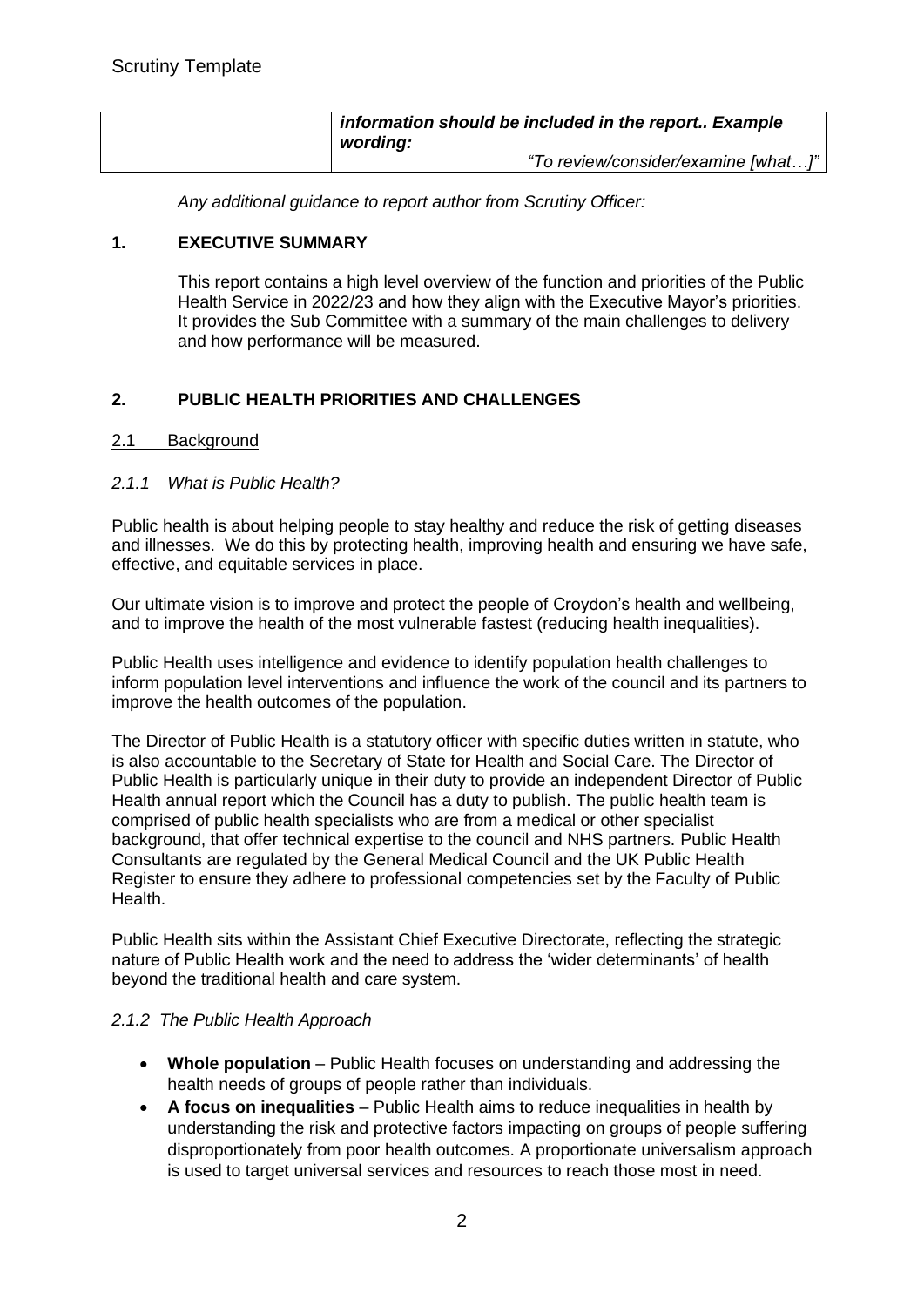| | ***information should be included in the report.. Example wording:*** *"To review/consider/examine [what…]"* |
|---|---|

*Any additional guidance to report author from Scrutiny Officer:*

## 1. EXECUTIVE SUMMARY

This report contains a high level overview of the function and priorities of the Public Health Service in 2022/23 and how they align with the Executive Mayor's priorities. It provides the Sub Committee with a summary of the main challenges to delivery and how performance will be measured.

## 2. PUBLIC HEALTH PRIORITIES AND CHALLENGES

### 2.1 Background

#### *2.1.1 What is Public Health?*

Public health is about helping people to stay healthy and reduce the risk of getting diseases and illnesses. We do this by protecting health, improving health and ensuring we have safe, effective, and equitable services in place.

Our ultimate vision is to improve and protect the people of Croydon's health and wellbeing, and to improve the health of the most vulnerable fastest (reducing health inequalities).

Public Health uses intelligence and evidence to identify population health challenges to inform population level interventions and influence the work of the council and its partners to improve the health outcomes of the population.

The Director of Public Health is a statutory officer with specific duties written in statute, who is also accountable to the Secretary of State for Health and Social Care. The Director of Public Health is particularly unique in their duty to provide an independent Director of Public Health annual report which the Council has a duty to publish. The public health team is comprised of public health specialists who are from a medical or other specialist background, that offer technical expertise to the council and NHS partners. Public Health Consultants are regulated by the General Medical Council and the UK Public Health Register to ensure they adhere to professional competencies set by the Faculty of Public Health.

Public Health sits within the Assistant Chief Executive Directorate, reflecting the strategic nature of Public Health work and the need to address the 'wider determinants' of health beyond the traditional health and care system.

#### *2.1.2 The Public Health Approach*

- **Whole population** – Public Health focuses on understanding and addressing the health needs of groups of people rather than individuals.
- **A focus on inequalities** – Public Health aims to reduce inequalities in health by understanding the risk and protective factors impacting on groups of people suffering disproportionately from poor health outcomes. A proportionate universalism approach is used to target universal services and resources to reach those most in need.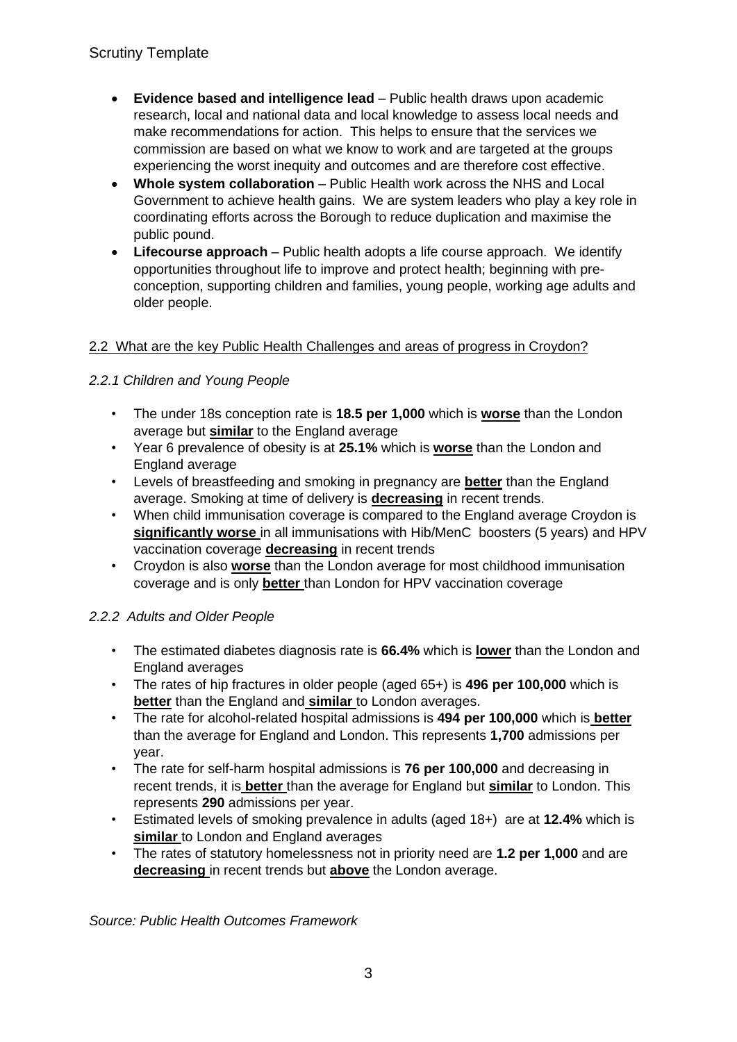- **Evidence based and intelligence lead** – Public health draws upon academic research, local and national data and local knowledge to assess local needs and make recommendations for action. This helps to ensure that the services we commission are based on what we know to work and are targeted at the groups experiencing the worst inequity and outcomes and are therefore cost effective.
- **Whole system collaboration** – Public Health work across the NHS and Local Government to achieve health gains. We are system leaders who play a key role in coordinating efforts across the Borough to reduce duplication and maximise the public pound.
- **Lifecourse approach** – Public health adopts a life course approach. We identify opportunities throughout life to improve and protect health; beginning with pre-conception, supporting children and families, young people, working age adults and older people.

2.2 What are the key Public Health Challenges and areas of progress in Croydon?

*2.2.1 Children and Young People*

- The under 18s conception rate is **18.5 per 1,000** which is **worse** than the London average but **similar** to the England average
- Year 6 prevalence of obesity is at **25.1%** which is **worse** than the London and England average
- Levels of breastfeeding and smoking in pregnancy are **better** than the England average. Smoking at time of delivery is **decreasing** in recent trends.
- When child immunisation coverage is compared to the England average Croydon is **significantly worse** in all immunisations with Hib/MenC boosters (5 years) and HPV vaccination coverage **decreasing** in recent trends
- Croydon is also **worse** than the London average for most childhood immunisation coverage and is only **better** than London for HPV vaccination coverage

*2.2.2 Adults and Older People*

- The estimated diabetes diagnosis rate is **66.4%** which is **lower** than the London and England averages
- The rates of hip fractures in older people (aged 65+) is **496 per 100,000** which is **better** than the England and **similar** to London averages.
- The rate for alcohol-related hospital admissions is **494 per 100,000** which is **better** than the average for England and London. This represents **1,700** admissions per year.
- The rate for self-harm hospital admissions is **76 per 100,000** and decreasing in recent trends, it is **better** than the average for England but **similar** to London. This represents **290** admissions per year.
- Estimated levels of smoking prevalence in adults (aged 18+) are at **12.4%** which is **similar** to London and England averages
- The rates of statutory homelessness not in priority need are **1.2 per 1,000** and are **decreasing** in recent trends but **above** the London average.

*Source: Public Health Outcomes Framework*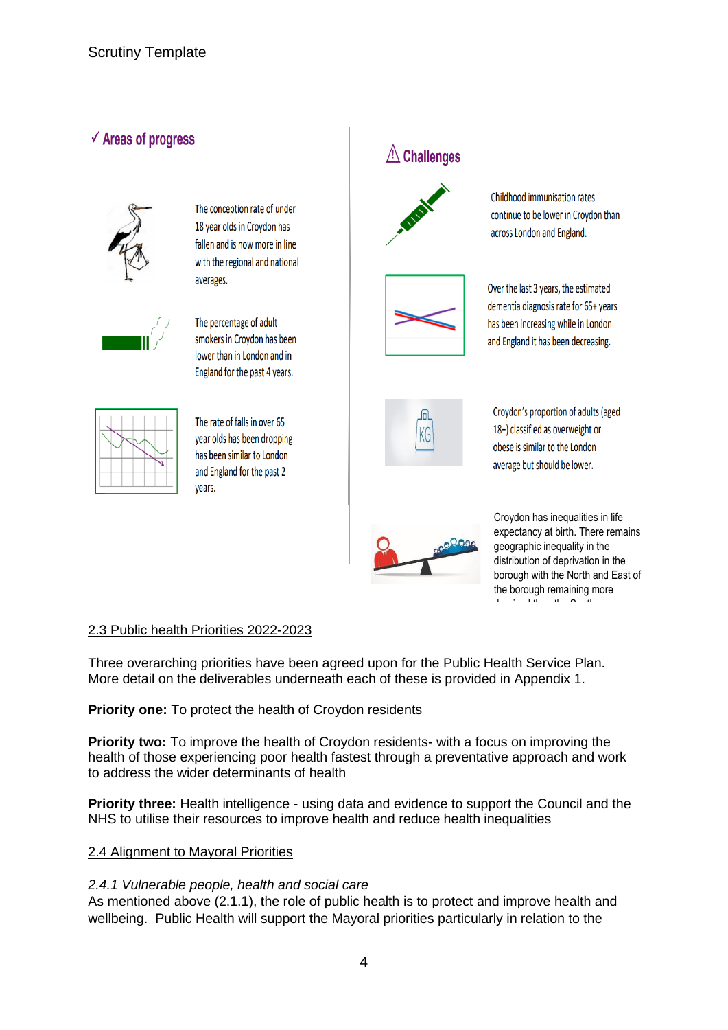✓ **Areas of progress**

The conception rate of under 18 year olds in Croydon has fallen and is now more in line with the regional and national averages.

The percentage of adult smokers in Croydon has been lower than in London and in England for the past 4 years.

The rate of falls in over 65 year olds has been dropping has been similar to London and England for the past 2 years.

⚠ **Challenges**

Childhood immunisation rates continue to be lower in Croydon than across London and England.

Over the last 3 years, the estimated dementia diagnosis rate for 65+ years has been increasing while in London and England it has been decreasing.

Croydon's proportion of adults (aged 18+) classified as overweight or obese is similar to the London average but should be lower.

Croydon has inequalities in life expectancy at birth. There remains geographic inequality in the distribution of deprivation in the borough with the North and East of the borough remaining more

## 2.3 Public health Priorities 2022-2023

Three overarching priorities have been agreed upon for the Public Health Service Plan. More detail on the deliverables underneath each of these is provided in Appendix 1.

**Priority one:** To protect the health of Croydon residents

**Priority two:** To improve the health of Croydon residents- with a focus on improving the health of those experiencing poor health fastest through a preventative approach and work to address the wider determinants of health

**Priority three:** Health intelligence - using data and evidence to support the Council and the NHS to utilise their resources to improve health and reduce health inequalities

## 2.4 Alignment to Mayoral Priorities

*2.4.1 Vulnerable people, health and social care*

As mentioned above (2.1.1), the role of public health is to protect and improve health and wellbeing. Public Health will support the Mayoral priorities particularly in relation to the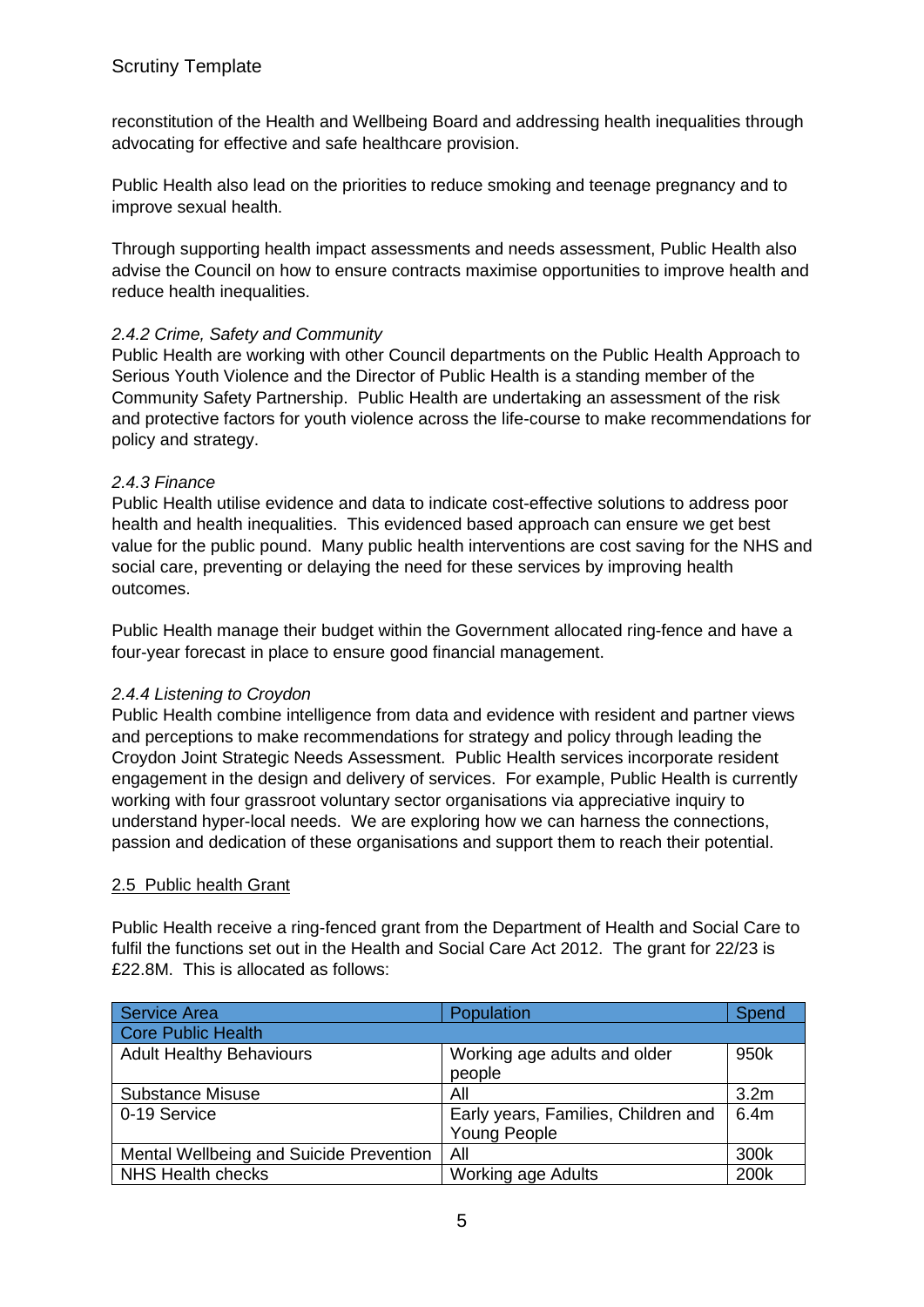reconstitution of the Health and Wellbeing Board and addressing health inequalities through advocating for effective and safe healthcare provision.

Public Health also lead on the priorities to reduce smoking and teenage pregnancy and to improve sexual health.

Through supporting health impact assessments and needs assessment, Public Health also advise the Council on how to ensure contracts maximise opportunities to improve health and reduce health inequalities.

*2.4.2 Crime, Safety and Community*

Public Health are working with other Council departments on the Public Health Approach to Serious Youth Violence and the Director of Public Health is a standing member of the Community Safety Partnership. Public Health are undertaking an assessment of the risk and protective factors for youth violence across the life-course to make recommendations for policy and strategy.

*2.4.3 Finance*

Public Health utilise evidence and data to indicate cost-effective solutions to address poor health and health inequalities. This evidenced based approach can ensure we get best value for the public pound. Many public health interventions are cost saving for the NHS and social care, preventing or delaying the need for these services by improving health outcomes.

Public Health manage their budget within the Government allocated ring-fence and have a four-year forecast in place to ensure good financial management.

*2.4.4 Listening to Croydon*

Public Health combine intelligence from data and evidence with resident and partner views and perceptions to make recommendations for strategy and policy through leading the Croydon Joint Strategic Needs Assessment. Public Health services incorporate resident engagement in the design and delivery of services. For example, Public Health is currently working with four grassroot voluntary sector organisations via appreciative inquiry to understand hyper-local needs. We are exploring how we can harness the connections, passion and dedication of these organisations and support them to reach their potential.

2.5 Public health Grant

Public Health receive a ring-fenced grant from the Department of Health and Social Care to fulfil the functions set out in the Health and Social Care Act 2012. The grant for 22/23 is £22.8M. This is allocated as follows:

| Service Area | Population | Spend |
|---|---|---|
| Core Public Health | | |
| Adult Healthy Behaviours | Working age adults and older people | 950k |
| Substance Misuse | All | 3.2m |
| 0-19 Service | Early years, Families, Children and Young People | 6.4m |
| Mental Wellbeing and Suicide Prevention | All | 300k |
| NHS Health checks | Working age Adults | 200k |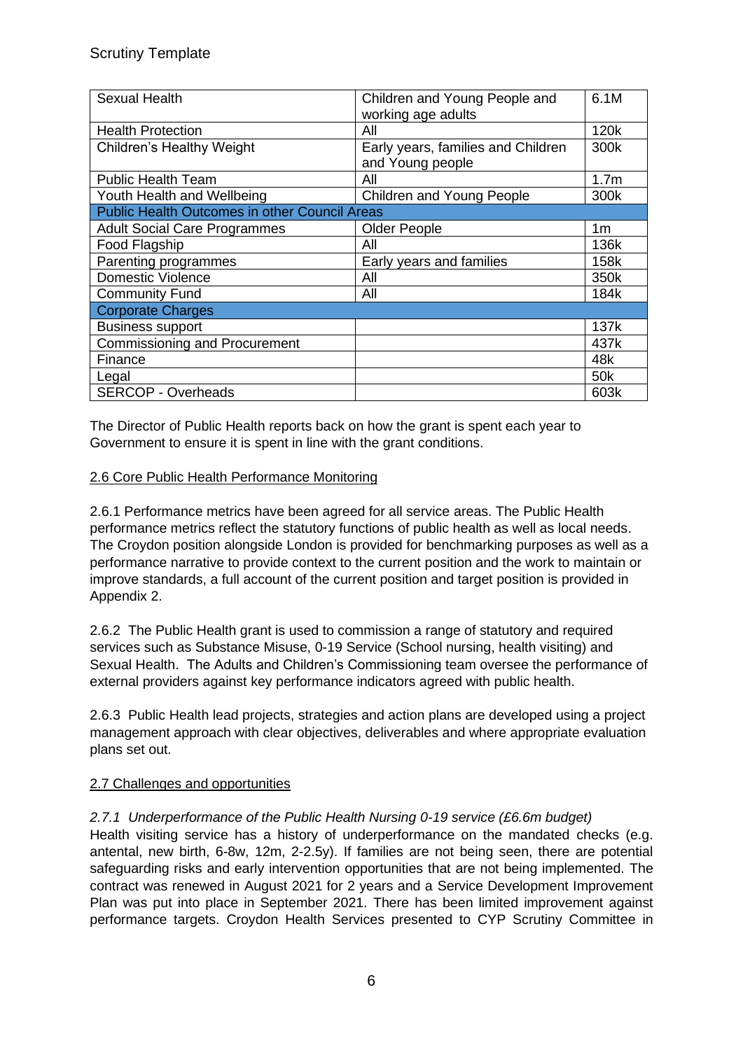| | | |
|---|---|---|
| Sexual Health | Children and Young People and working age adults | 6.1M |
| Health Protection | All | 120k |
| Children's Healthy Weight | Early years, families and Children and Young people | 300k |
| Public Health Team | All | 1.7m |
| Youth Health and Wellbeing | Children and Young People | 300k |
| **Public Health Outcomes in other Council Areas** | | |
| Adult Social Care Programmes | Older People | 1m |
| Food Flagship | All | 136k |
| Parenting programmes | Early years and families | 158k |
| Domestic Violence | All | 350k |
| Community Fund | All | 184k |
| **Corporate Charges** | | |
| Business support | | 137k |
| Commissioning and Procurement | | 437k |
| Finance | | 48k |
| Legal | | 50k |
| SERCOP - Overheads | | 603k |

The Director of Public Health reports back on how the grant is spent each year to Government to ensure it is spent in line with the grant conditions.

### 2.6 Core Public Health Performance Monitoring

2.6.1 Performance metrics have been agreed for all service areas. The Public Health performance metrics reflect the statutory functions of public health as well as local needs. The Croydon position alongside London is provided for benchmarking purposes as well as a performance narrative to provide context to the current position and the work to maintain or improve standards, a full account of the current position and target position is provided in Appendix 2.

2.6.2 The Public Health grant is used to commission a range of statutory and required services such as Substance Misuse, 0-19 Service (School nursing, health visiting) and Sexual Health. The Adults and Children's Commissioning team oversee the performance of external providers against key performance indicators agreed with public health.

2.6.3 Public Health lead projects, strategies and action plans are developed using a project management approach with clear objectives, deliverables and where appropriate evaluation plans set out.

### 2.7 Challenges and opportunities

*2.7.1 Underperformance of the Public Health Nursing 0-19 service (£6.6m budget)*

Health visiting service has a history of underperformance on the mandated checks (e.g. antental, new birth, 6-8w, 12m, 2-2.5y). If families are not being seen, there are potential safeguarding risks and early intervention opportunities that are not being implemented. The contract was renewed in August 2021 for 2 years and a Service Development Improvement Plan was put into place in September 2021. There has been limited improvement against performance targets. Croydon Health Services presented to CYP Scrutiny Committee in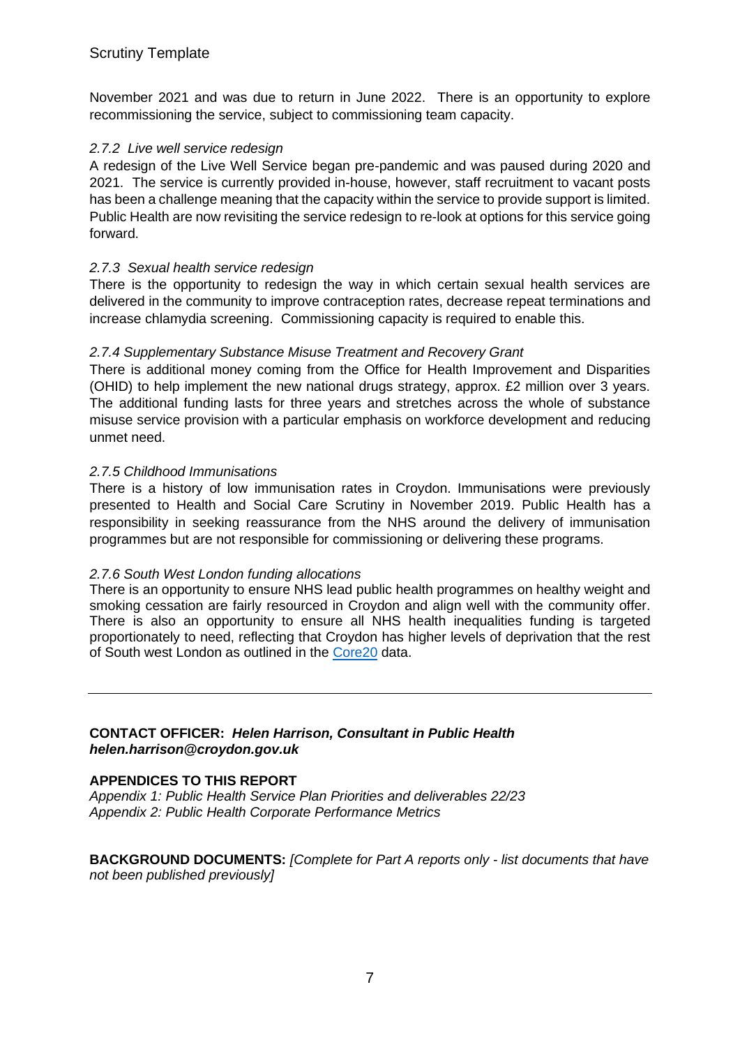November 2021 and was due to return in June 2022. There is an opportunity to explore recommissioning the service, subject to commissioning team capacity.

*2.7.2 Live well service redesign*

A redesign of the Live Well Service began pre-pandemic and was paused during 2020 and 2021. The service is currently provided in-house, however, staff recruitment to vacant posts has been a challenge meaning that the capacity within the service to provide support is limited. Public Health are now revisiting the service redesign to re-look at options for this service going forward.

*2.7.3 Sexual health service redesign*

There is the opportunity to redesign the way in which certain sexual health services are delivered in the community to improve contraception rates, decrease repeat terminations and increase chlamydia screening. Commissioning capacity is required to enable this.

*2.7.4 Supplementary Substance Misuse Treatment and Recovery Grant*

There is additional money coming from the Office for Health Improvement and Disparities (OHID) to help implement the new national drugs strategy, approx. £2 million over 3 years. The additional funding lasts for three years and stretches across the whole of substance misuse service provision with a particular emphasis on workforce development and reducing unmet need.

*2.7.5 Childhood Immunisations*

There is a history of low immunisation rates in Croydon. Immunisations were previously presented to Health and Social Care Scrutiny in November 2019. Public Health has a responsibility in seeking reassurance from the NHS around the delivery of immunisation programmes but are not responsible for commissioning or delivering these programs.

*2.7.6 South West London funding allocations*

There is an opportunity to ensure NHS lead public health programmes on healthy weight and smoking cessation are fairly resourced in Croydon and align well with the community offer. There is also an opportunity to ensure all NHS health inequalities funding is targeted proportionately to need, reflecting that Croydon has higher levels of deprivation that the rest of South west London as outlined in the Core20 data.

---

**CONTACT OFFICER:** ***Helen Harrison, Consultant in Public Health***
***helen.harrison@croydon.gov.uk***

**APPENDICES TO THIS REPORT**

*Appendix 1: Public Health Service Plan Priorities and deliverables 22/23*
*Appendix 2: Public Health Corporate Performance Metrics*

**BACKGROUND DOCUMENTS:** *[Complete for Part A reports only - list documents that have not been published previously]*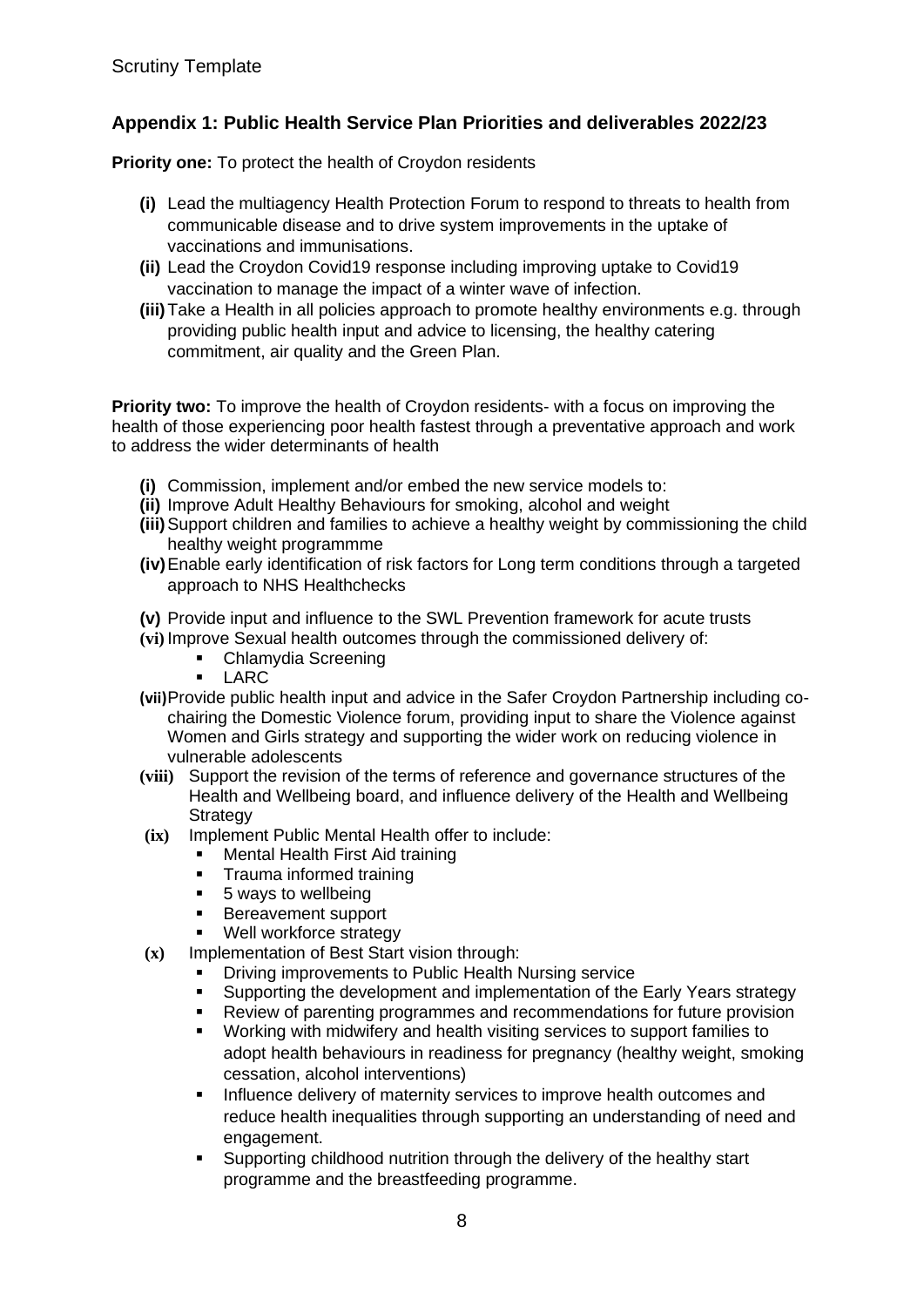## Appendix 1: Public Health Service Plan Priorities and deliverables 2022/23

**Priority one:** To protect the health of Croydon residents

- **(i)** Lead the multiagency Health Protection Forum to respond to threats to health from communicable disease and to drive system improvements in the uptake of vaccinations and immunisations.
- **(ii)** Lead the Croydon Covid19 response including improving uptake to Covid19 vaccination to manage the impact of a winter wave of infection.
- **(iii)** Take a Health in all policies approach to promote healthy environments e.g. through providing public health input and advice to licensing, the healthy catering commitment, air quality and the Green Plan.

**Priority two:** To improve the health of Croydon residents- with a focus on improving the health of those experiencing poor health fastest through a preventative approach and work to address the wider determinants of health

- **(i)** Commission, implement and/or embed the new service models to:
- **(ii)** Improve Adult Healthy Behaviours for smoking, alcohol and weight
- **(iii)** Support children and families to achieve a healthy weight by commissioning the child healthy weight programmme
- **(iv)** Enable early identification of risk factors for Long term conditions through a targeted approach to NHS Healthchecks
- **(v)** Provide input and influence to the SWL Prevention framework for acute trusts
- **(vi)** Improve Sexual health outcomes through the commissioned delivery of:
  - Chlamydia Screening
  - LARC
- **(vii)** Provide public health input and advice in the Safer Croydon Partnership including co-chairing the Domestic Violence forum, providing input to share the Violence against Women and Girls strategy and supporting the wider work on reducing violence in vulnerable adolescents
- **(viii)** Support the revision of the terms of reference and governance structures of the Health and Wellbeing board, and influence delivery of the Health and Wellbeing Strategy
- **(ix)** Implement Public Mental Health offer to include:
  - Mental Health First Aid training
  - Trauma informed training
  - 5 ways to wellbeing
  - Bereavement support
  - Well workforce strategy
- **(x)** Implementation of Best Start vision through:
  - Driving improvements to Public Health Nursing service
  - Supporting the development and implementation of the Early Years strategy
  - Review of parenting programmes and recommendations for future provision
  - Working with midwifery and health visiting services to support families to adopt health behaviours in readiness for pregnancy (healthy weight, smoking cessation, alcohol interventions)
  - Influence delivery of maternity services to improve health outcomes and reduce health inequalities through supporting an understanding of need and engagement.
  - Supporting childhood nutrition through the delivery of the healthy start programme and the breastfeeding programme.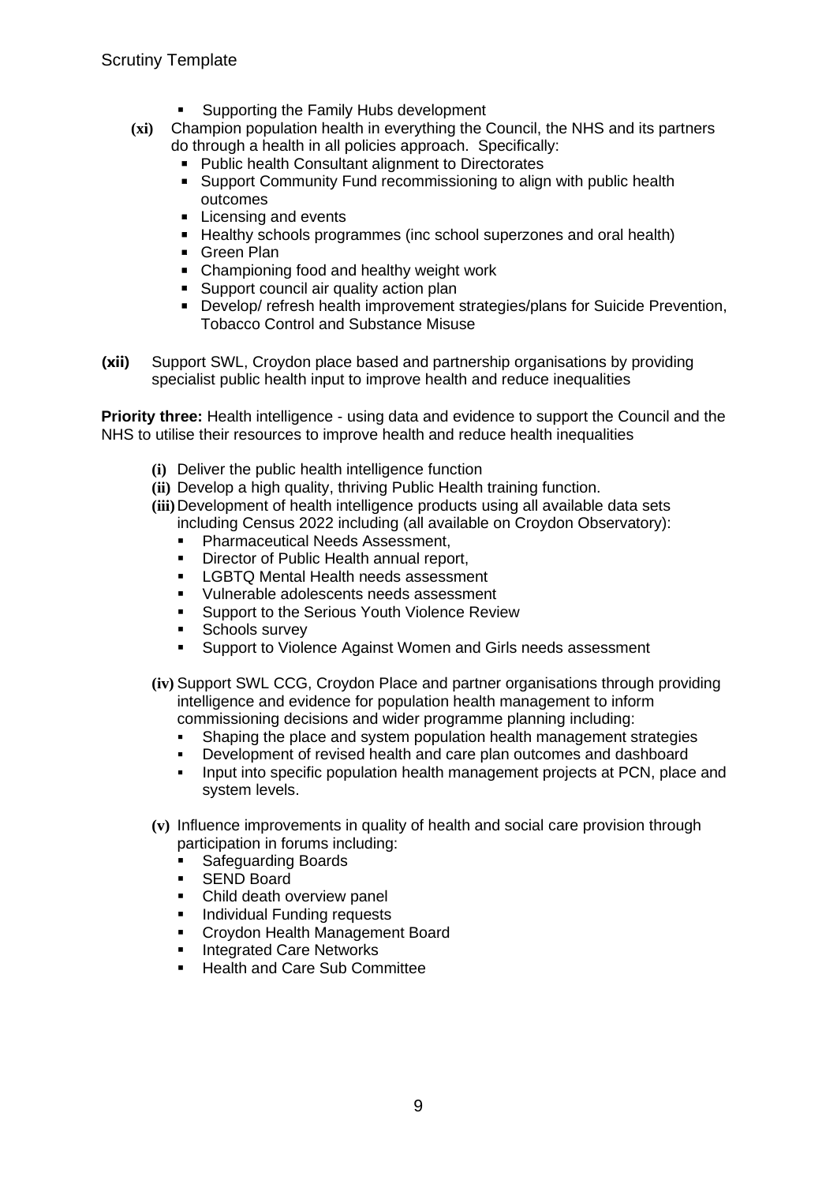- Supporting the Family Hubs development

**(xi)** Champion population health in everything the Council, the NHS and its partners do through a health in all policies approach. Specifically:

- Public health Consultant alignment to Directorates
- Support Community Fund recommissioning to align with public health outcomes
- Licensing and events
- Healthy schools programmes (inc school superzones and oral health)
- Green Plan
- Championing food and healthy weight work
- Support council air quality action plan
- Develop/ refresh health improvement strategies/plans for Suicide Prevention, Tobacco Control and Substance Misuse

**(xii)** Support SWL, Croydon place based and partnership organisations by providing specialist public health input to improve health and reduce inequalities

**Priority three:** Health intelligence - using data and evidence to support the Council and the NHS to utilise their resources to improve health and reduce health inequalities

**(i)** Deliver the public health intelligence function

**(ii)** Develop a high quality, thriving Public Health training function.

**(iii)** Development of health intelligence products using all available data sets including Census 2022 including (all available on Croydon Observatory):

- Pharmaceutical Needs Assessment,
- Director of Public Health annual report,
- LGBTQ Mental Health needs assessment
- Vulnerable adolescents needs assessment
- Support to the Serious Youth Violence Review
- Schools survey
- Support to Violence Against Women and Girls needs assessment

**(iv)** Support SWL CCG, Croydon Place and partner organisations through providing intelligence and evidence for population health management to inform commissioning decisions and wider programme planning including:

- Shaping the place and system population health management strategies
- Development of revised health and care plan outcomes and dashboard
- Input into specific population health management projects at PCN, place and system levels.

**(v)** Influence improvements in quality of health and social care provision through participation in forums including:

- Safeguarding Boards
- SEND Board
- Child death overview panel
- Individual Funding requests
- Croydon Health Management Board
- Integrated Care Networks
- Health and Care Sub Committee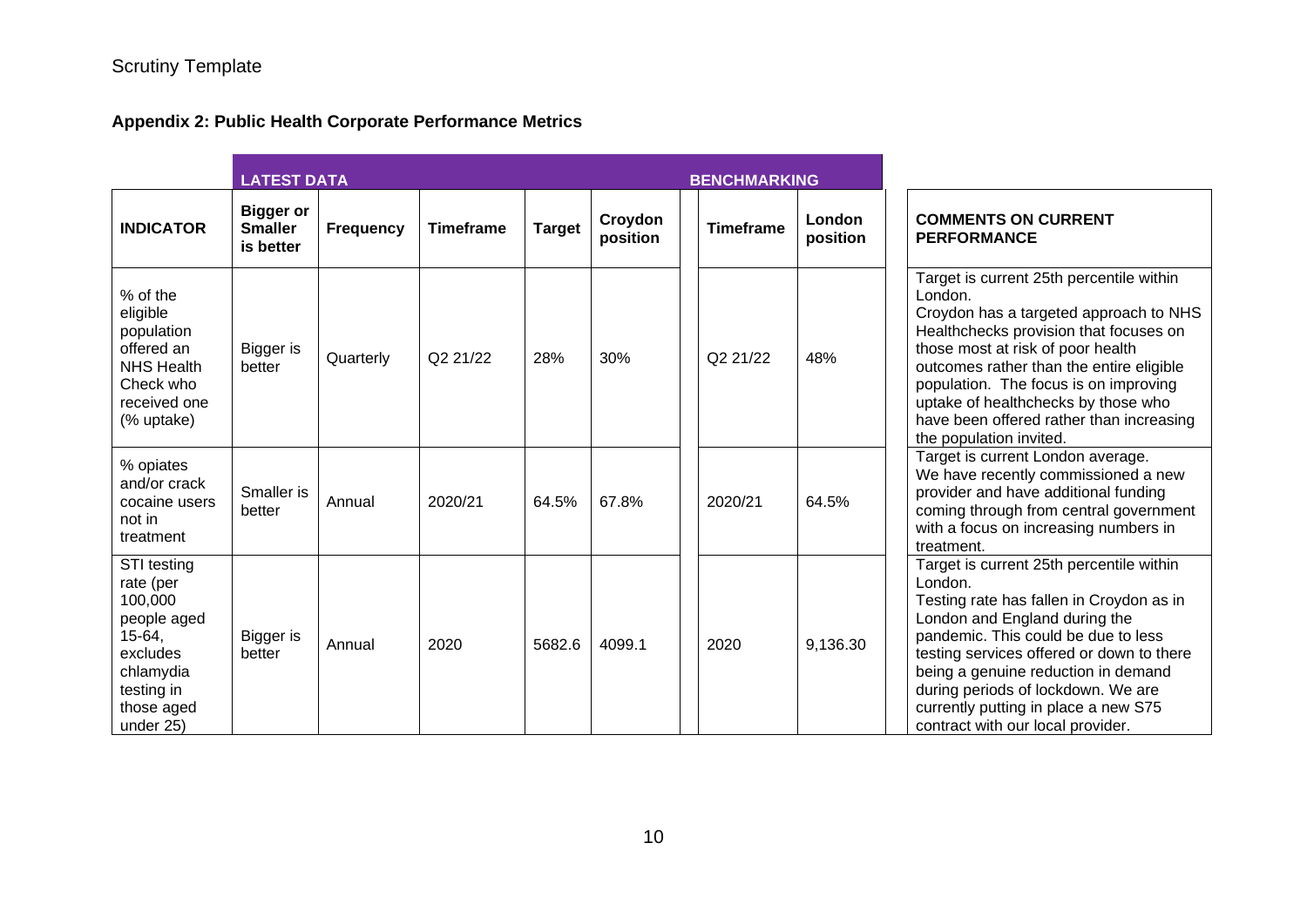Scrutiny Template

## Appendix 2: Public Health Corporate Performance Metrics

| | LATEST DATA | | | | | BENCHMARKING | | |
|---|---|---|---|---|---|---|---|---|
| **INDICATOR** | **Bigger or Smaller is better** | **Frequency** | **Timeframe** | **Target** | **Croydon position** | **Timeframe** | **London position** | **COMMENTS ON CURRENT PERFORMANCE** |
| % of the eligible population offered an NHS Health Check who received one (% uptake) | Bigger is better | Quarterly | Q2 21/22 | 28% | 30% | Q2 21/22 | 48% | Target is current 25th percentile within London. Croydon has a targeted approach to NHS Healthchecks provision that focuses on those most at risk of poor health outcomes rather than the entire eligible population. The focus is on improving uptake of healthchecks by those who have been offered rather than increasing the population invited. |
| % opiates and/or crack cocaine users not in treatment | Smaller is better | Annual | 2020/21 | 64.5% | 67.8% | 2020/21 | 64.5% | Target is current London average. We have recently commissioned a new provider and have additional funding coming through from central government with a focus on increasing numbers in treatment. |
| STI testing rate (per 100,000 people aged 15-64, excludes chlamydia testing in those aged under 25) | Bigger is better | Annual | 2020 | 5682.6 | 4099.1 | 2020 | 9,136.30 | Target is current 25th percentile within London. Testing rate has fallen in Croydon as in London and England during the pandemic. This could be due to less testing services offered or down to there being a genuine reduction in demand during periods of lockdown. We are currently putting in place a new S75 contract with our local provider. |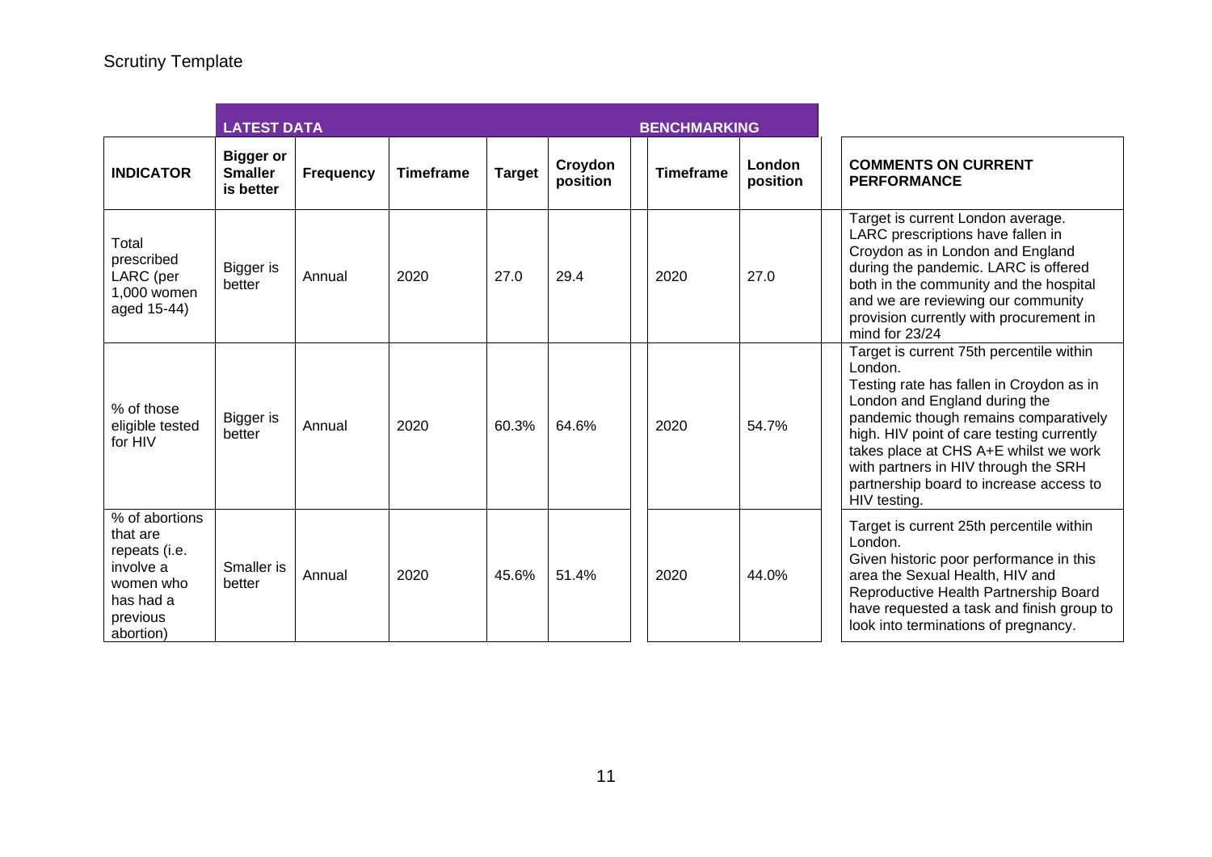Scrutiny Template

| | LATEST DATA | | | | | BENCHMARKING | | |
|---|---|---|---|---|---|---|---|---|
| **INDICATOR** | **Bigger or Smaller is better** | **Frequency** | **Timeframe** | **Target** | **Croydon position** | **Timeframe** | **London position** | **COMMENTS ON CURRENT PERFORMANCE** |
| Total prescribed LARC (per 1,000 women aged 15-44) | Bigger is better | Annual | 2020 | 27.0 | 29.4 | 2020 | 27.0 | Target is current London average. LARC prescriptions have fallen in Croydon as in London and England during the pandemic. LARC is offered both in the community and the hospital and we are reviewing our community provision currently with procurement in mind for 23/24 |
| % of those eligible tested for HIV | Bigger is better | Annual | 2020 | 60.3% | 64.6% | 2020 | 54.7% | Target is current 75th percentile within London. Testing rate has fallen in Croydon as in London and England during the pandemic though remains comparatively high. HIV point of care testing currently takes place at CHS A+E whilst we work with partners in HIV through the SRH partnership board to increase access to HIV testing. |
| % of abortions that are repeats (i.e. involve a women who has had a previous abortion) | Smaller is better | Annual | 2020 | 45.6% | 51.4% | 2020 | 44.0% | Target is current 25th percentile within London. Given historic poor performance in this area the Sexual Health, HIV and Reproductive Health Partnership Board have requested a task and finish group to look into terminations of pregnancy. |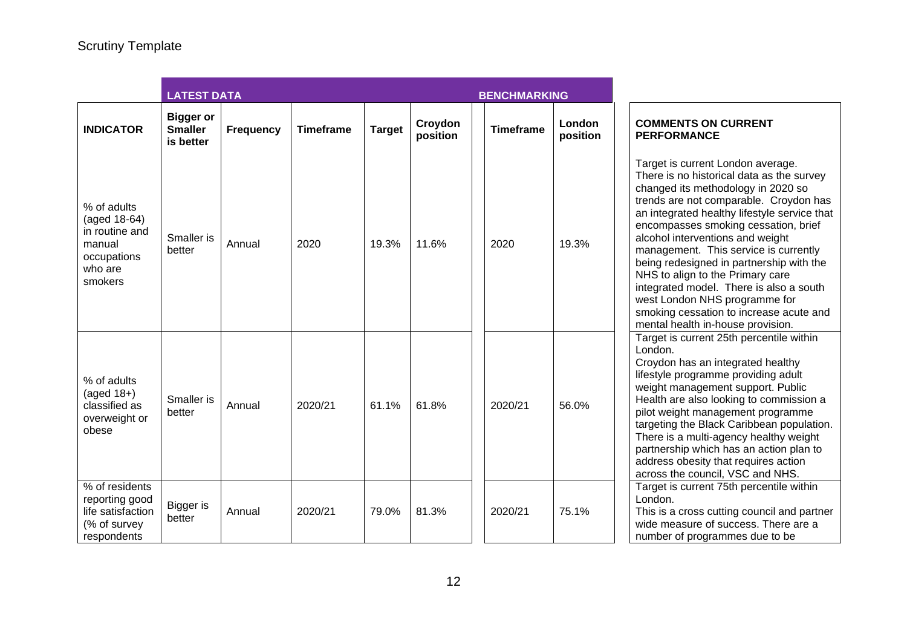| | LATEST DATA | | | | | BENCHMARKING | | |
|---|---|---|---|---|---|---|---|---|
| **INDICATOR** | **Bigger or Smaller is better** | **Frequency** | **Timeframe** | **Target** | **Croydon position** | **Timeframe** | **London position** | **COMMENTS ON CURRENT PERFORMANCE** |
| % of adults (aged 18-64) in routine and manual occupations who are smokers | Smaller is better | Annual | 2020 | 19.3% | 11.6% | 2020 | 19.3% | Target is current London average. There is no historical data as the survey changed its methodology in 2020 so trends are not comparable. Croydon has an integrated healthy lifestyle service that encompasses smoking cessation, brief alcohol interventions and weight management. This service is currently being redesigned in partnership with the NHS to align to the Primary care integrated model. There is also a south west London NHS programme for smoking cessation to increase acute and mental health in-house provision. |
| % of adults (aged 18+) classified as overweight or obese | Smaller is better | Annual | 2020/21 | 61.1% | 61.8% | 2020/21 | 56.0% | Target is current 25th percentile within London. Croydon has an integrated healthy lifestyle programme providing adult weight management support. Public Health are also looking to commission a pilot weight management programme targeting the Black Caribbean population. There is a multi-agency healthy weight partnership which has an action plan to address obesity that requires action across the council, VSC and NHS. |
| % of residents reporting good life satisfaction (% of survey respondents | Bigger is better | Annual | 2020/21 | 79.0% | 81.3% | 2020/21 | 75.1% | Target is current 75th percentile within London. This is a cross cutting council and partner wide measure of success. There are a number of programmes due to be |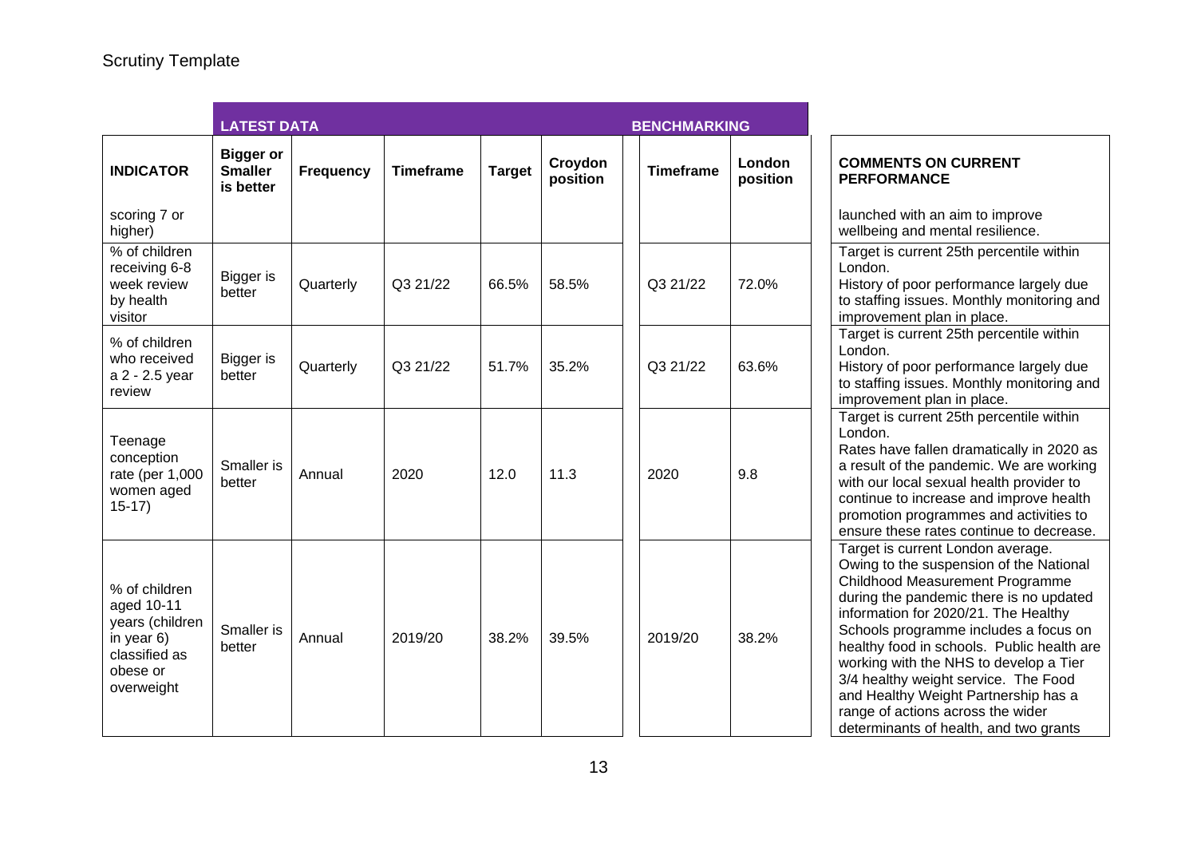Scrutiny Template

| | LATEST DATA | | | | | BENCHMARKING | | |
|---|---|---|---|---|---|---|---|---|
| **INDICATOR** | **Bigger or Smaller is better** | **Frequency** | **Timeframe** | **Target** | **Croydon position** | **Timeframe** | **London position** | **COMMENTS ON CURRENT PERFORMANCE** |
| scoring 7 or higher) | | | | | | | | launched with an aim to improve wellbeing and mental resilience. |
| % of children receiving 6-8 week review by health visitor | Bigger is better | Quarterly | Q3 21/22 | 66.5% | 58.5% | Q3 21/22 | 72.0% | Target is current 25th percentile within London. History of poor performance largely due to staffing issues. Monthly monitoring and improvement plan in place. |
| % of children who received a 2 - 2.5 year review | Bigger is better | Quarterly | Q3 21/22 | 51.7% | 35.2% | Q3 21/22 | 63.6% | Target is current 25th percentile within London. History of poor performance largely due to staffing issues. Monthly monitoring and improvement plan in place. |
| Teenage conception rate (per 1,000 women aged 15-17) | Smaller is better | Annual | 2020 | 12.0 | 11.3 | 2020 | 9.8 | Target is current 25th percentile within London. Rates have fallen dramatically in 2020 as a result of the pandemic. We are working with our local sexual health provider to continue to increase and improve health promotion programmes and activities to ensure these rates continue to decrease. |
| % of children aged 10-11 years (children in year 6) classified as obese or overweight | Smaller is better | Annual | 2019/20 | 38.2% | 39.5% | 2019/20 | 38.2% | Target is current London average. Owing to the suspension of the National Childhood Measurement Programme during the pandemic there is no updated information for 2020/21. The Healthy Schools programme includes a focus on healthy food in schools. Public health are working with the NHS to develop a Tier 3/4 healthy weight service. The Food and Healthy Weight Partnership has a range of actions across the wider determinants of health, and two grants |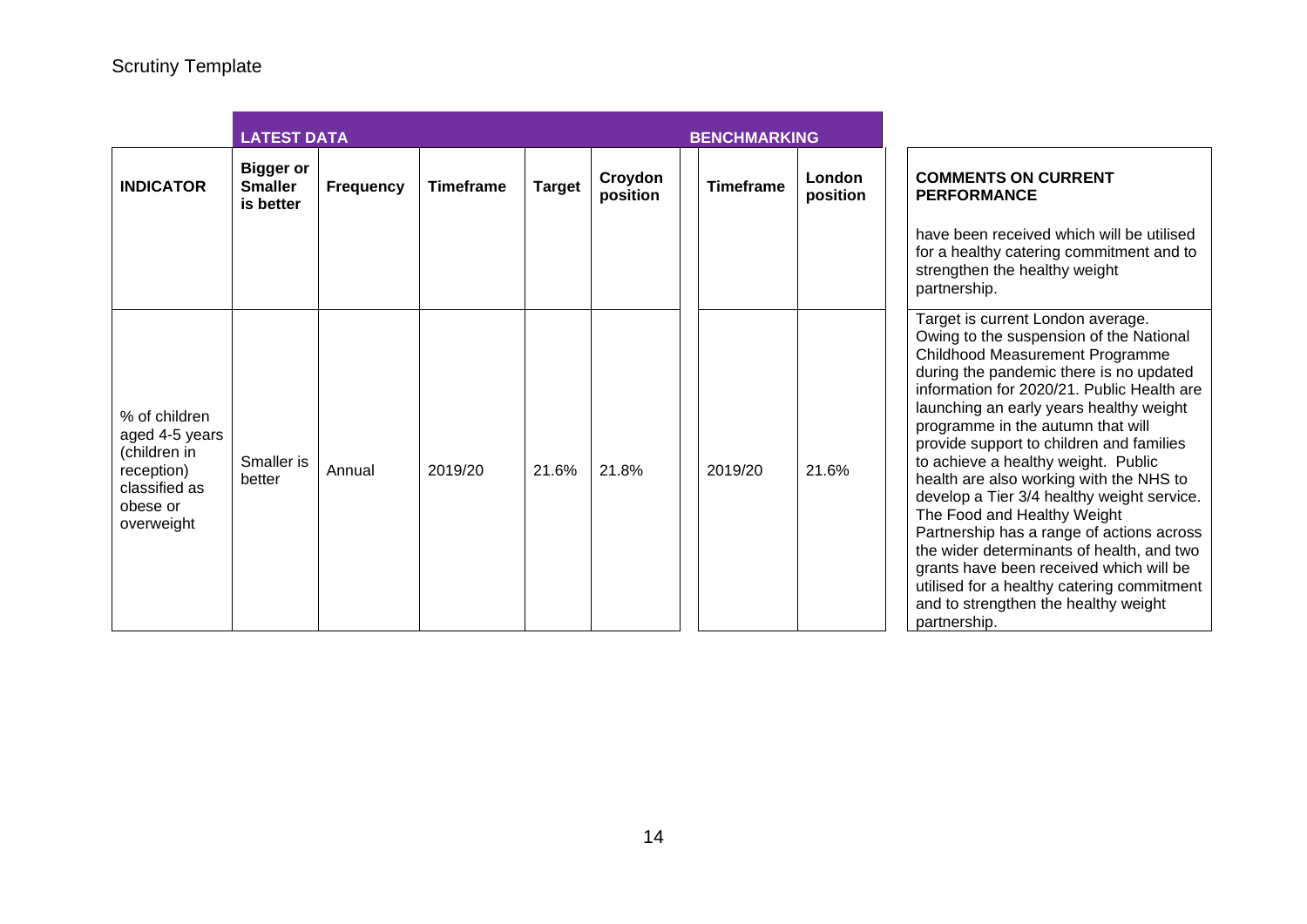Scrutiny Template

| | LATEST DATA | | | | | BENCHMARKING | | |
|---|---|---|---|---|---|---|---|---|
| **INDICATOR** | **Bigger or Smaller is better** | **Frequency** | **Timeframe** | **Target** | **Croydon position** | **Timeframe** | **London position** | **COMMENTS ON CURRENT PERFORMANCE** |
| | | | | | | | | have been received which will be utilised for a healthy catering commitment and to strengthen the healthy weight partnership. |
| % of children aged 4-5 years (children in reception) classified as obese or overweight | Smaller is better | Annual | 2019/20 | 21.6% | 21.8% | 2019/20 | 21.6% | Target is current London average. Owing to the suspension of the National Childhood Measurement Programme during the pandemic there is no updated information for 2020/21. Public Health are launching an early years healthy weight programme in the autumn that will provide support to children and families to achieve a healthy weight. Public health are also working with the NHS to develop a Tier 3/4 healthy weight service. The Food and Healthy Weight Partnership has a range of actions across the wider determinants of health, and two grants have been received which will be utilised for a healthy catering commitment and to strengthen the healthy weight partnership. |